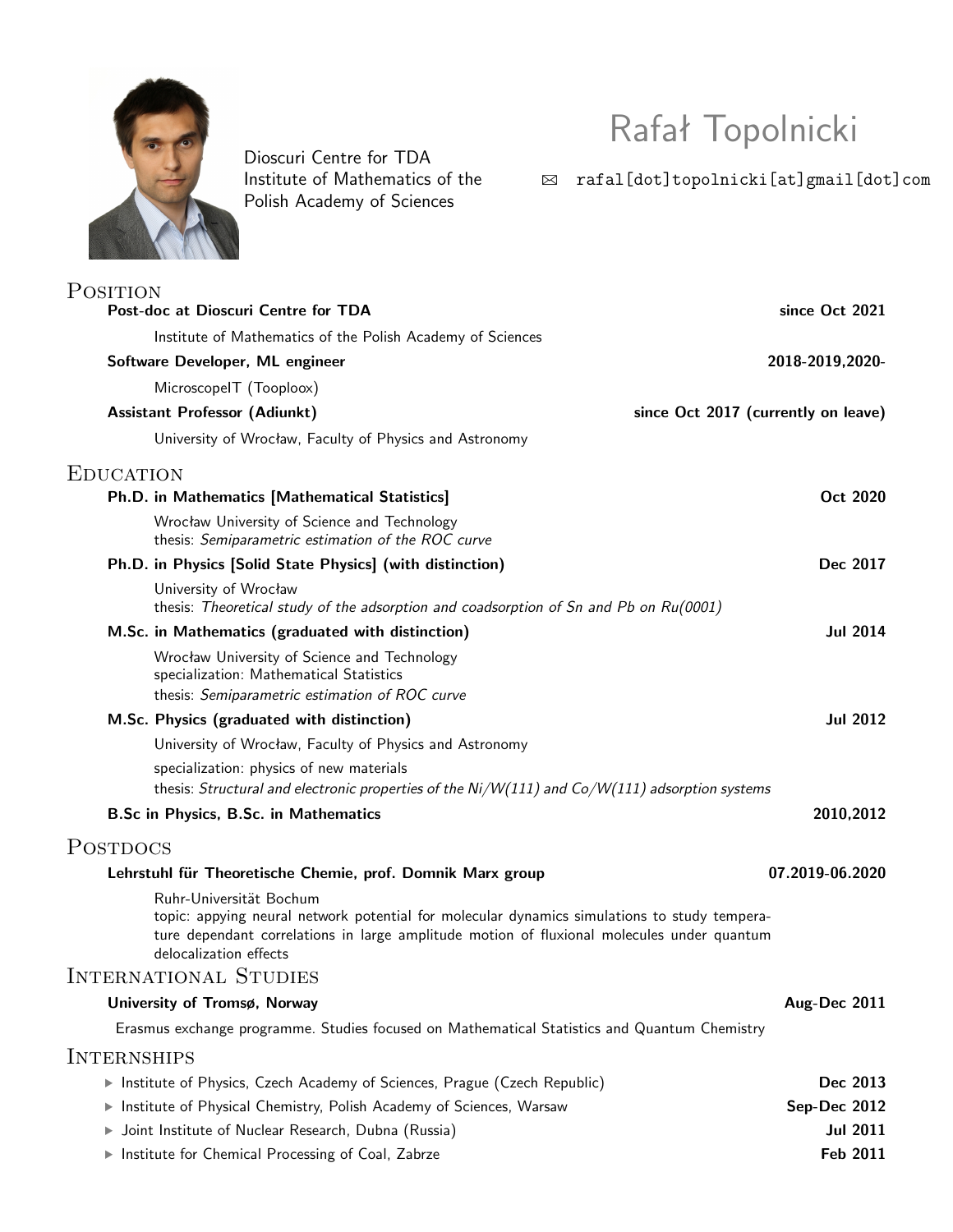# Rafał Topolnicki

Dioscuri Centre for TDA
Institute of Mathematics of the Polish Academy of Sciences

✉ rafal[dot]topolnicki[at]gmail[dot]com

## Position

**Post-doc at Dioscuri Centre for TDA** — **since Oct 2021**

Institute of Mathematics of the Polish Academy of Sciences

**Software Developer, ML engineer** — **2018-2019,2020-**

MicroscopeIT (Tooploox)

**Assistant Professor (Adiunkt)** — **since Oct 2017 (currently on leave)**

University of Wrocław, Faculty of Physics and Astronomy

## Education

**Ph.D. in Mathematics [Mathematical Statistics]** — **Oct 2020**

Wrocław University of Science and Technology
thesis: *Semiparametric estimation of the ROC curve*

**Ph.D. in Physics [Solid State Physics] (with distinction)** — **Dec 2017**

University of Wrocław
thesis: *Theoretical study of the adsorption and coadsorption of Sn and Pb on Ru(0001)*

**M.Sc. in Mathematics (graduated with distinction)** — **Jul 2014**

Wrocław University of Science and Technology
specialization: Mathematical Statistics
thesis: *Semiparametric estimation of ROC curve*

**M.Sc. Physics (graduated with distinction)** — **Jul 2012**

University of Wrocław, Faculty of Physics and Astronomy
specialization: physics of new materials
thesis: *Structural and electronic properties of the Ni/W(111) and Co/W(111) adsorption systems*

**B.Sc in Physics, B.Sc. in Mathematics** — **2010,2012**

## Postdocs

**Lehrstuhl für Theoretische Chemie, prof. Domnik Marx group** — **07.2019-06.2020**

Ruhr-Universität Bochum
topic: appying neural network potential for molecular dynamics simulations to study temperature dependant correlations in large amplitude motion of fluxional molecules under quantum delocalization effects

## International Studies

**University of Tromsø, Norway** — **Aug-Dec 2011**

Erasmus exchange programme. Studies focused on Mathematical Statistics and Quantum Chemistry

## Internships

- Institute of Physics, Czech Academy of Sciences, Prague (Czech Republic) — **Dec 2013**
- Institute of Physical Chemistry, Polish Academy of Sciences, Warsaw — **Sep-Dec 2012**
- Joint Institute of Nuclear Research, Dubna (Russia) — **Jul 2011**
- Institute for Chemical Processing of Coal, Zabrze — **Feb 2011**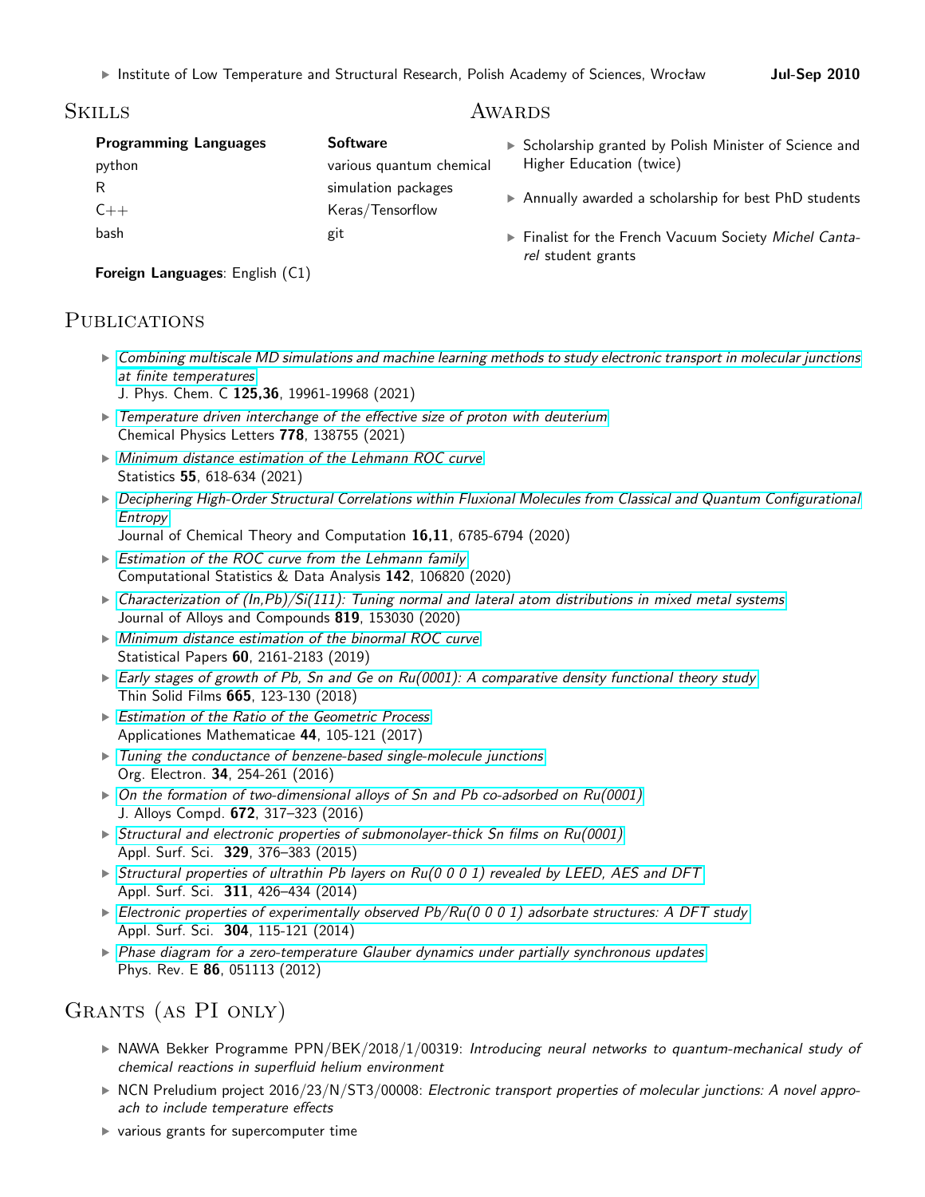- Institute of Low Temperature and Structural Research, Polish Academy of Sciences, Wrocław **Jul-Sep 2010**

## Skills

**Programming Languages**
- python
- R
- C++
- bash

**Software**
- various quantum chemical simulation packages
- Keras/Tensorflow
- git

**Foreign Languages**: English (C1)

## Awards

- Scholarship granted by Polish Minister of Science and Higher Education (twice)
- Annually awarded a scholarship for best PhD students
- Finalist for the French Vacuum Society *Michel Cantarel* student grants

## Publications

- *Combining multiscale MD simulations and machine learning methods to study electronic transport in molecular junctions at finite temperatures*
  J. Phys. Chem. C **125,36**, 19961-19968 (2021)
- *Temperature driven interchange of the effective size of proton with deuterium*
  Chemical Physics Letters **778**, 138755 (2021)
- *Minimum distance estimation of the Lehmann ROC curve*
  Statistics **55**, 618-634 (2021)
- *Deciphering High-Order Structural Correlations within Fluxional Molecules from Classical and Quantum Configurational Entropy*
  Journal of Chemical Theory and Computation **16,11**, 6785-6794 (2020)
- *Estimation of the ROC curve from the Lehmann family*
  Computational Statistics & Data Analysis **142**, 106820 (2020)
- *Characterization of (In,Pb)/Si(111): Tuning normal and lateral atom distributions in mixed metal systems*
  Journal of Alloys and Compounds **819**, 153030 (2020)
- *Minimum distance estimation of the binormal ROC curve*
  Statistical Papers **60**, 2161-2183 (2019)
- *Early stages of growth of Pb, Sn and Ge on Ru(0001): A comparative density functional theory study*
  Thin Solid Films **665**, 123-130 (2018)
- *Estimation of the Ratio of the Geometric Process*
  Applicationes Mathematicae **44**, 105-121 (2017)
- *Tuning the conductance of benzene-based single-molecule junctions*
  Org. Electron. **34**, 254-261 (2016)
- *On the formation of two-dimensional alloys of Sn and Pb co-adsorbed on Ru(0001)*
  J. Alloys Compd. **672**, 317–323 (2016)
- *Structural and electronic properties of submonolayer-thick Sn films on Ru(0001)*
  Appl. Surf. Sci. **329**, 376–383 (2015)
- *Structural properties of ultrathin Pb layers on Ru(0 0 0 1) revealed by LEED, AES and DFT*
  Appl. Surf. Sci. **311**, 426–434 (2014)
- *Electronic properties of experimentally observed Pb/Ru(0 0 0 1) adsorbate structures: A DFT study*
  Appl. Surf. Sci. **304**, 115-121 (2014)
- *Phase diagram for a zero-temperature Glauber dynamics under partially synchronous updates*
  Phys. Rev. E **86**, 051113 (2012)

## Grants (as PI only)

- NAWA Bekker Programme PPN/BEK/2018/1/00319: *Introducing neural networks to quantum-mechanical study of chemical reactions in superfluid helium environment*
- NCN Preludium project 2016/23/N/ST3/00008: *Electronic transport properties of molecular junctions: A novel approach to include temperature effects*
- various grants for supercomputer time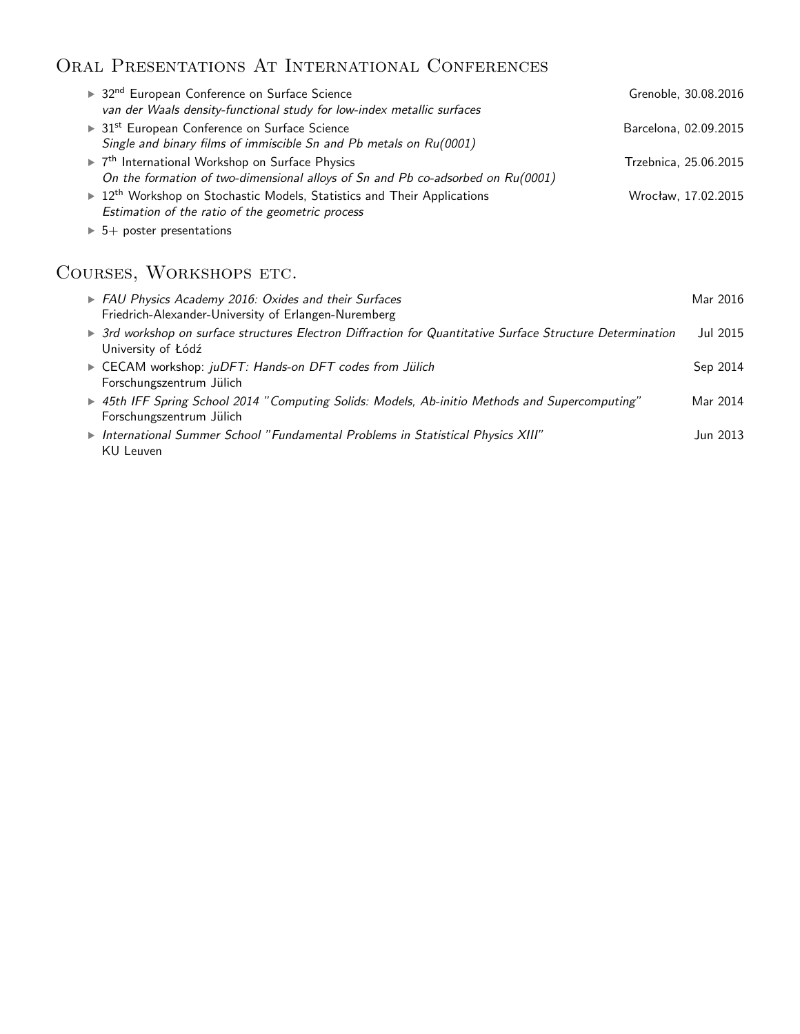## Oral Presentations At International Conferences

- 32nd European Conference on Surface Science — Grenoble, 30.08.2016
  *van der Waals density-functional study for low-index metallic surfaces*
- 31st European Conference on Surface Science — Barcelona, 02.09.2015
  *Single and binary films of immiscible Sn and Pb metals on Ru(0001)*
- 7th International Workshop on Surface Physics — Trzebnica, 25.06.2015
  *On the formation of two-dimensional alloys of Sn and Pb co-adsorbed on Ru(0001)*
- 12th Workshop on Stochastic Models, Statistics and Their Applications — Wrocław, 17.02.2015
  *Estimation of the ratio of the geometric process*
- 5+ poster presentations

## Courses, Workshops etc.

- *FAU Physics Academy 2016: Oxides and their Surfaces* — Mar 2016
  Friedrich-Alexander-University of Erlangen-Nuremberg
- *3rd workshop on surface structures Electron Diffraction for Quantitative Surface Structure Determination* — Jul 2015
  University of Łódź
- CECAM workshop: *juDFT: Hands-on DFT codes from Jülich* — Sep 2014
  Forschungszentrum Jülich
- *45th IFF Spring School 2014 "Computing Solids: Models, Ab-initio Methods and Supercomputing"* — Mar 2014
  Forschungszentrum Jülich
- *International Summer School "Fundamental Problems in Statistical Physics XIII"* — Jun 2013
  KU Leuven